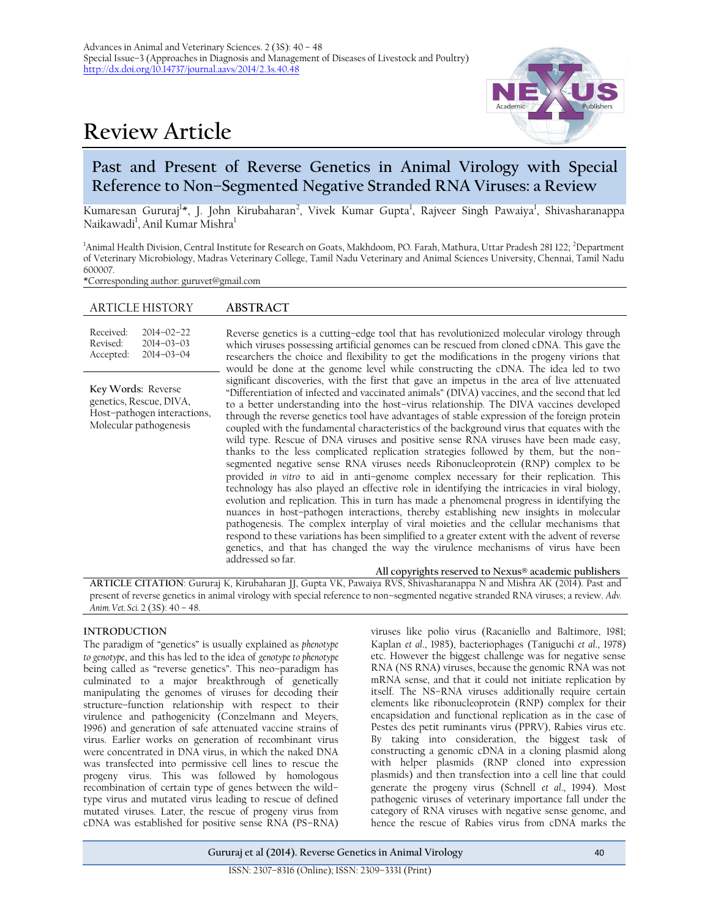Advances in Animal and Veterinary Sciences. 2 (3S): 40 – 48
Special Issue–3 (Approaches in Diagnosis and Management of Diseases of Livestock and Poultry)
http://dx.doi.org/10.14737/journal.aavs/2014/2.3s.40.48

# Review Article

## Past and Present of Reverse Genetics in Animal Virology with Special Reference to Non–Segmented Negative Stranded RNA Viruses: a Review

Kumaresan Gururaj[1]*, J. John Kirubaharan[2], Vivek Kumar Gupta[1], Rajveer Singh Pawaiya[1], Shivasharanappa Naikawadi[1], Anil Kumar Mishra[1]

[1]Animal Health Division, Central Institute for Research on Goats, Makhdoom, PO. Farah, Mathura, Uttar Pradesh 281 122; [2]Department of Veterinary Microbiology, Madras Veterinary College, Tamil Nadu Veterinary and Animal Sciences University, Chennai, Tamil Nadu 600007.

*Corresponding author: guruvet@gmail.com

**ARTICLE HISTORY**

Received: 2014–02–22
Revised: 2014–03–03
Accepted: 2014–03–04

**Key Words:** Reverse genetics, Rescue, DIVA, Host–pathogen interactions, Molecular pathogenesis

**ABSTRACT**

Reverse genetics is a cutting–edge tool that has revolutionized molecular virology through which viruses possessing artificial genomes can be rescued from cloned cDNA. This gave the researchers the choice and flexibility to get the modifications in the progeny virions that would be done at the genome level while constructing the cDNA. The idea led to two significant discoveries, with the first that gave an impetus in the area of live attenuated "Differentiation of infected and vaccinated animals" (DIVA) vaccines, and the second that led to a better understanding into the host–virus relationship. The DIVA vaccines developed through the reverse genetics tool have advantages of stable expression of the foreign protein coupled with the fundamental characteristics of the background virus that equates with the wild type. Rescue of DNA viruses and positive sense RNA viruses have been made easy, thanks to the less complicated replication strategies followed by them, but the non–segmented negative sense RNA viruses needs Ribonucleoprotein (RNP) complex to be provided *in vitro* to aid in anti–genome complex necessary for their replication. This technology has also played an effective role in identifying the intricacies in viral biology, evolution and replication. This in turn has made a phenomenal progress in identifying the nuances in host–pathogen interactions, thereby establishing new insights in molecular pathogenesis. The complex interplay of viral moieties and the cellular mechanisms that respond to these variations has been simplified to a greater extent with the advent of reverse genetics, and that has changed the way the virulence mechanisms of virus have been addressed so far.

**All copyrights reserved to Nexus® academic publishers**

**ARTICLE CITATION**: Gururaj K, Kirubaharan JJ, Gupta VK, Pawaiya RVS, Shivasharanappa N and Mishra AK (2014). Past and present of reverse genetics in animal virology with special reference to non–segmented negative stranded RNA viruses; a review. *Adv. Anim. Vet. Sci.* 2 (3S): 40 – 48.

## INTRODUCTION

The paradigm of "genetics" is usually explained as *phenotype to genotype*, and this has led to the idea of *genotype to phenotype* being called as "reverse genetics". This neo–paradigm has culminated to a major breakthrough of genetically manipulating the genomes of viruses for decoding their structure–function relationship with respect to their virulence and pathogenicity (Conzelmann and Meyers, 1996) and generation of safe attenuated vaccine strains of virus. Earlier works on generation of recombinant virus were concentrated in DNA virus, in which the naked DNA was transfected into permissive cell lines to rescue the progeny virus. This was followed by homologous recombination of certain type of genes between the wild–type virus and mutated virus leading to rescue of defined mutated viruses. Later, the rescue of progeny virus from cDNA was established for positive sense RNA (PS–RNA) viruses like polio virus (Racaniello and Baltimore, 1981; Kaplan *et al*., 1985), bacteriophages (Taniguchi *et al*., 1978) etc. However the biggest challenge was for negative sense RNA (NS RNA) viruses, because the genomic RNA was not mRNA sense, and that it could not initiate replication by itself. The NS–RNA viruses additionally require certain elements like ribonucleoprotein (RNP) complex for their encapsidation and functional replication as in the case of Pestes des petit ruminants virus (PPRV), Rabies virus etc. By taking into consideration, the biggest task of constructing a genomic cDNA in a cloning plasmid along with helper plasmids (RNP cloned into expression plasmids) and then transfection into a cell line that could generate the progeny virus (Schnell *et al*., 1994). Most pathogenic viruses of veterinary importance fall under the category of RNA viruses with negative sense genome, and hence the rescue of Rabies virus from cDNA marks the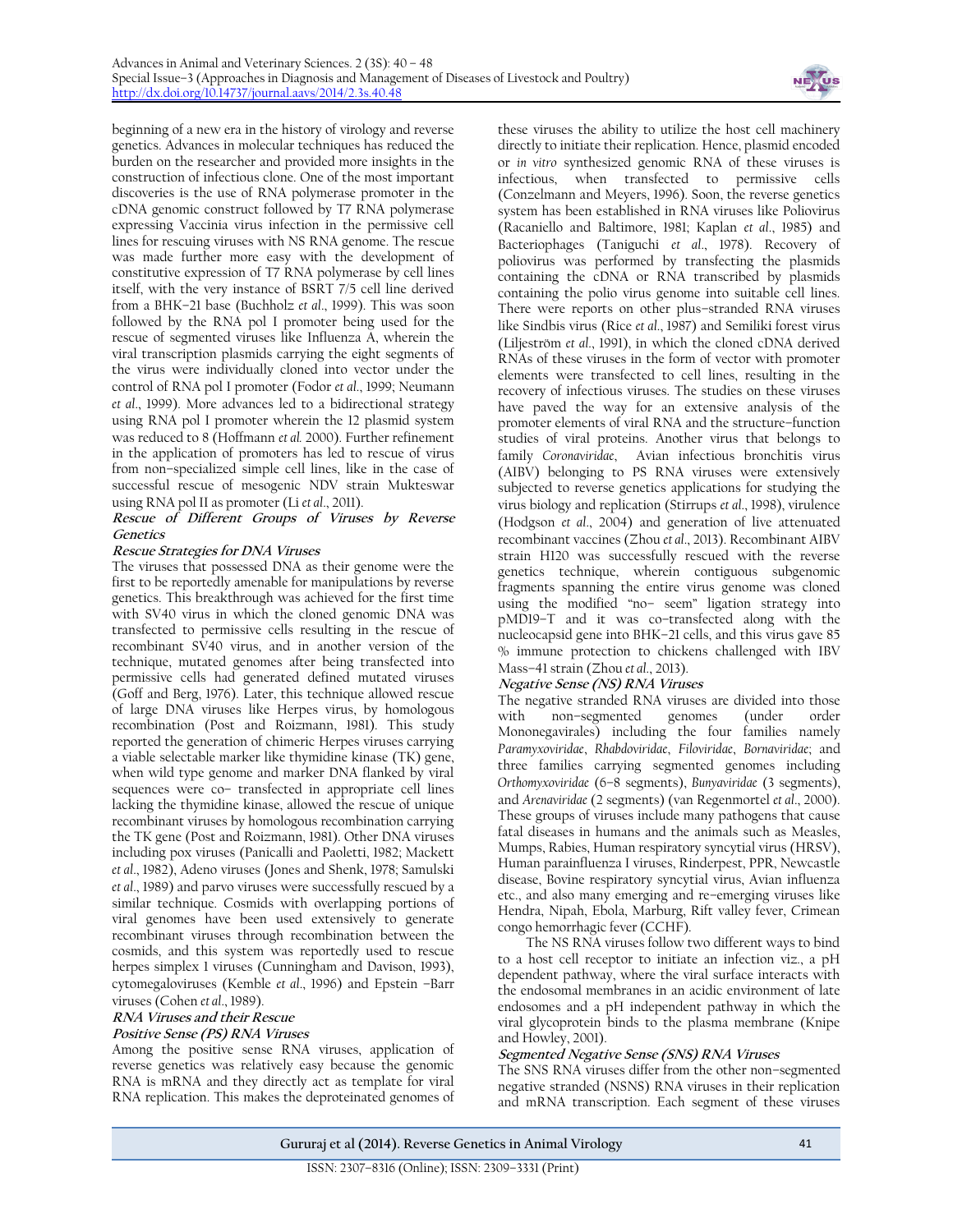beginning of a new era in the history of virology and reverse genetics. Advances in molecular techniques has reduced the burden on the researcher and provided more insights in the construction of infectious clone. One of the most important discoveries is the use of RNA polymerase promoter in the cDNA genomic construct followed by T7 RNA polymerase expressing Vaccinia virus infection in the permissive cell lines for rescuing viruses with NS RNA genome. The rescue was made further more easy with the development of constitutive expression of T7 RNA polymerase by cell lines itself, with the very instance of BSRT 7/5 cell line derived from a BHK–21 base (Buchholz *et al*., 1999). This was soon followed by the RNA pol I promoter being used for the rescue of segmented viruses like Influenza A, wherein the viral transcription plasmids carrying the eight segments of the virus were individually cloned into vector under the control of RNA pol I promoter (Fodor *et al*., 1999; Neumann *et al*., 1999). More advances led to a bidirectional strategy using RNA pol I promoter wherein the 12 plasmid system was reduced to 8 (Hoffmann *et al.* 2000). Further refinement in the application of promoters has led to rescue of virus from non–specialized simple cell lines, like in the case of successful rescue of mesogenic NDV strain Mukteswar using RNA pol II as promoter (Li *et al*., 2011).

## Rescue of Different Groups of Viruses by Reverse Genetics

### Rescue Strategies for DNA Viruses

The viruses that possessed DNA as their genome were the first to be reportedly amenable for manipulations by reverse genetics. This breakthrough was achieved for the first time with SV40 virus in which the cloned genomic DNA was transfected to permissive cells resulting in the rescue of recombinant SV40 virus, and in another version of the technique, mutated genomes after being transfected into permissive cells had generated defined mutated viruses (Goff and Berg, 1976). Later, this technique allowed rescue of large DNA viruses like Herpes virus, by homologous recombination (Post and Roizmann, 1981). This study reported the generation of chimeric Herpes viruses carrying a viable selectable marker like thymidine kinase (TK) gene, when wild type genome and marker DNA flanked by viral sequences were co– transfected in appropriate cell lines lacking the thymidine kinase, allowed the rescue of unique recombinant viruses by homologous recombination carrying the TK gene (Post and Roizmann, 1981). Other DNA viruses including pox viruses (Panicalli and Paoletti, 1982; Mackett *et al*., 1982), Adeno viruses (Jones and Shenk, 1978; Samulski *et al*., 1989) and parvo viruses were successfully rescued by a similar technique. Cosmids with overlapping portions of viral genomes have been used extensively to generate recombinant viruses through recombination between the cosmids, and this system was reportedly used to rescue herpes simplex 1 viruses (Cunningham and Davison, 1993), cytomegaloviruses (Kemble *et al*., 1996) and Epstein –Barr viruses (Cohen *et al*., 1989).

### RNA Viruses and their Rescue

#### Positive Sense (PS) RNA Viruses

Among the positive sense RNA viruses, application of reverse genetics was relatively easy because the genomic RNA is mRNA and they directly act as template for viral RNA replication. This makes the deproteinated genomes of these viruses the ability to utilize the host cell machinery directly to initiate their replication. Hence, plasmid encoded or *in vitro* synthesized genomic RNA of these viruses is infectious, when transfected to permissive cells (Conzelmann and Meyers, 1996). Soon, the reverse genetics system has been established in RNA viruses like Poliovirus (Racaniello and Baltimore, 1981; Kaplan *et al*., 1985) and Bacteriophages (Taniguchi *et al*., 1978). Recovery of poliovirus was performed by transfecting the plasmids containing the cDNA or RNA transcribed by plasmids containing the polio virus genome into suitable cell lines. There were reports on other plus–stranded RNA viruses like Sindbis virus (Rice *et al*., 1987) and Semiliki forest virus (Liljeström *et al*., 1991), in which the cloned cDNA derived RNAs of these viruses in the form of vector with promoter elements were transfected to cell lines, resulting in the recovery of infectious viruses. The studies on these viruses have paved the way for an extensive analysis of the promoter elements of viral RNA and the structure–function studies of viral proteins. Another virus that belongs to family *Coronaviridae*, Avian infectious bronchitis virus (AIBV) belonging to PS RNA viruses were extensively subjected to reverse genetics applications for studying the virus biology and replication (Stirrups *et al*., 1998), virulence (Hodgson *et al*., 2004) and generation of live attenuated recombinant vaccines (Zhou *et al*., 2013). Recombinant AIBV strain H120 was successfully rescued with the reverse genetics technique, wherein contiguous subgenomic fragments spanning the entire virus genome was cloned using the modified "no– seem" ligation strategy into pMD19–T and it was co–transfected along with the nucleocapsid gene into BHK–21 cells, and this virus gave 85 % immune protection to chickens challenged with IBV Mass–41 strain (Zhou *et al*., 2013).

#### Negative Sense (NS) RNA Viruses

The negative stranded RNA viruses are divided into those with non–segmented genomes (under order Mononegavirales) including the four families namely *Paramyxoviridae*, *Rhabdoviridae*, *Filoviridae*, *Bornaviridae*; and three families carrying segmented genomes including *Orthomyxoviridae* (6–8 segments), *Bunyaviridae* (3 segments), and *Arenaviridae* (2 segments) (van Regenmortel *et al*., 2000). These groups of viruses include many pathogens that cause fatal diseases in humans and the animals such as Measles, Mumps, Rabies, Human respiratory syncytial virus (HRSV), Human parainfluenza I viruses, Rinderpest, PPR, Newcastle disease, Bovine respiratory syncytial virus, Avian influenza etc., and also many emerging and re–emerging viruses like Hendra, Nipah, Ebola, Marburg, Rift valley fever, Crimean congo hemorrhagic fever (CCHF).

The NS RNA viruses follow two different ways to bind to a host cell receptor to initiate an infection viz., a pH dependent pathway, where the viral surface interacts with the endosomal membranes in an acidic environment of late endosomes and a pH independent pathway in which the viral glycoprotein binds to the plasma membrane (Knipe and Howley, 2001).

#### Segmented Negative Sense (SNS) RNA Viruses

The SNS RNA viruses differ from the other non–segmented negative stranded (NSNS) RNA viruses in their replication and mRNA transcription. Each segment of these viruses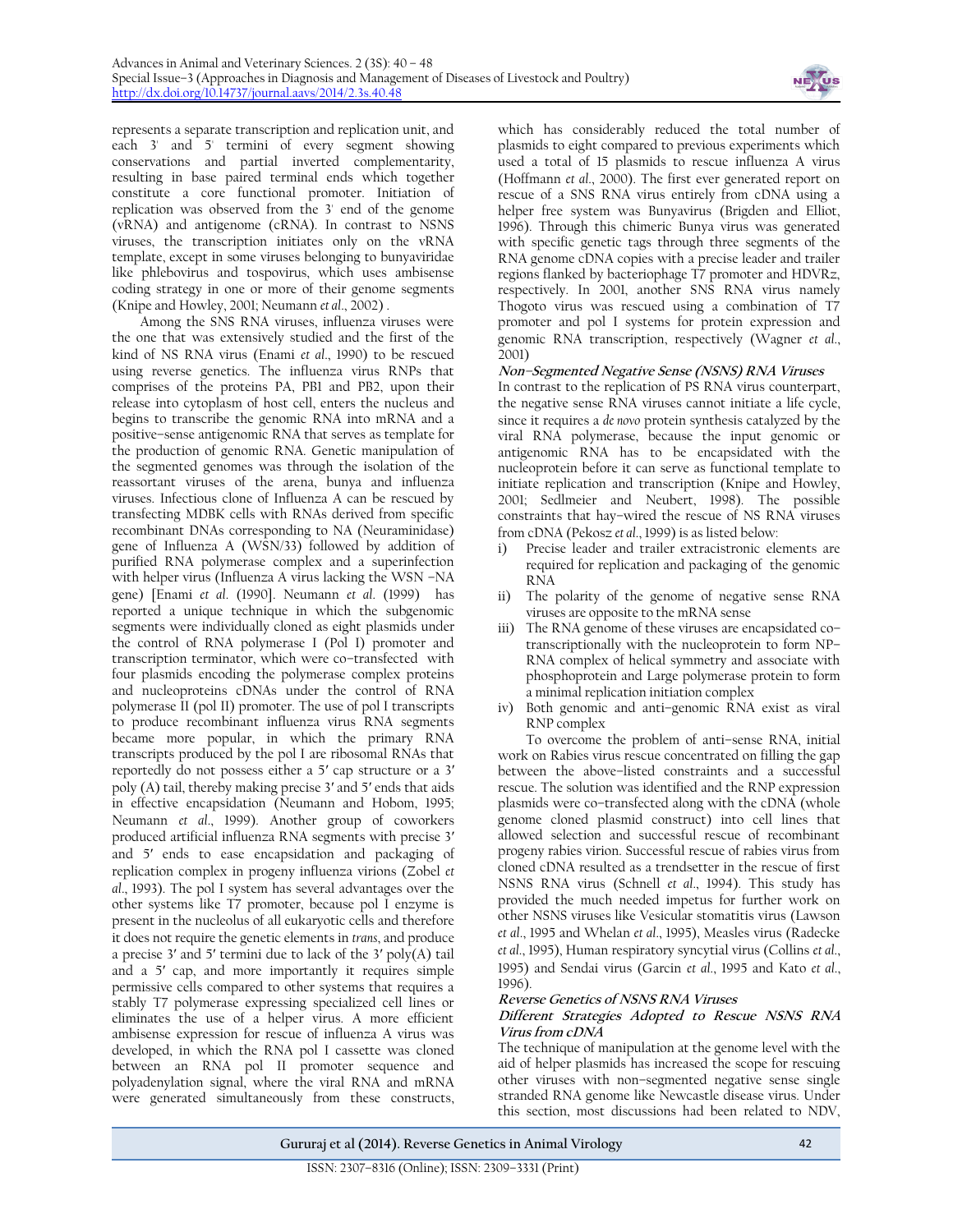represents a separate transcription and replication unit, and each 3' and 5' termini of every segment showing conservations and partial inverted complementarity, resulting in base paired terminal ends which together constitute a core functional promoter. Initiation of replication was observed from the 3' end of the genome (vRNA) and antigenome (cRNA). In contrast to NSNS viruses, the transcription initiates only on the vRNA template, except in some viruses belonging to bunyaviridae like phlebovirus and tospovirus, which uses ambisense coding strategy in one or more of their genome segments (Knipe and Howley, 2001; Neumann *et al*., 2002) .

Among the SNS RNA viruses, influenza viruses were the one that was extensively studied and the first of the kind of NS RNA virus (Enami *et al*., 1990) to be rescued using reverse genetics. The influenza virus RNPs that comprises of the proteins PA, PB1 and PB2, upon their release into cytoplasm of host cell, enters the nucleus and begins to transcribe the genomic RNA into mRNA and a positive–sense antigenomic RNA that serves as template for the production of genomic RNA. Genetic manipulation of the segmented genomes was through the isolation of the reassortant viruses of the arena, bunya and influenza viruses. Infectious clone of Influenza A can be rescued by transfecting MDBK cells with RNAs derived from specific recombinant DNAs corresponding to NA (Neuraminidase) gene of Influenza A (WSN/33) followed by addition of purified RNA polymerase complex and a superinfection with helper virus (Influenza A virus lacking the WSN –NA gene) [Enami *et al*. (1990]. Neumann *et al*. (1999) has reported a unique technique in which the subgenomic segments were individually cloned as eight plasmids under the control of RNA polymerase I (Pol I) promoter and transcription terminator, which were co–transfected with four plasmids encoding the polymerase complex proteins and nucleoproteins cDNAs under the control of RNA polymerase II (pol II) promoter. The use of pol I transcripts to produce recombinant influenza virus RNA segments became more popular, in which the primary RNA transcripts produced by the pol I are ribosomal RNAs that reportedly do not possess either a 5′ cap structure or a 3′ poly (A) tail, thereby making precise 3′ and 5′ ends that aids in effective encapsidation (Neumann and Hobom, 1995; Neumann *et al*., 1999). Another group of coworkers produced artificial influenza RNA segments with precise 3′ and 5′ ends to ease encapsidation and packaging of replication complex in progeny influenza virions (Zobel *et al*., 1993). The pol I system has several advantages over the other systems like T7 promoter, because pol I enzyme is present in the nucleolus of all eukaryotic cells and therefore it does not require the genetic elements in *trans*, and produce a precise 3′ and 5′ termini due to lack of the 3′ poly(A) tail and a 5′ cap, and more importantly it requires simple permissive cells compared to other systems that requires a stably T7 polymerase expressing specialized cell lines or eliminates the use of a helper virus. A more efficient ambisense expression for rescue of influenza A virus was developed, in which the RNA pol I cassette was cloned between an RNA pol II promoter sequence and polyadenylation signal, where the viral RNA and mRNA were generated simultaneously from these constructs, which has considerably reduced the total number of plasmids to eight compared to previous experiments which used a total of 15 plasmids to rescue influenza A virus (Hoffmann *et al*., 2000). The first ever generated report on rescue of a SNS RNA virus entirely from cDNA using a helper free system was Bunyavirus (Brigden and Elliot, 1996). Through this chimeric Bunya virus was generated with specific genetic tags through three segments of the RNA genome cDNA copies with a precise leader and trailer regions flanked by bacteriophage T7 promoter and HDVRz, respectively. In 2001, another SNS RNA virus namely Thogoto virus was rescued using a combination of T7 promoter and pol I systems for protein expression and genomic RNA transcription, respectively (Wagner *et al*., 2001)

**Non–Segmented Negative Sense (NSNS) RNA Viruses**

In contrast to the replication of PS RNA virus counterpart, the negative sense RNA viruses cannot initiate a life cycle, since it requires a *de novo* protein synthesis catalyzed by the viral RNA polymerase, because the input genomic or antigenomic RNA has to be encapsidated with the nucleoprotein before it can serve as functional template to initiate replication and transcription (Knipe and Howley, 2001; Sedlmeier and Neubert, 1998). The possible constraints that hay–wired the rescue of NS RNA viruses from cDNA (Pekosz *et al*., 1999) is as listed below:

i) Precise leader and trailer extracistronic elements are required for replication and packaging of the genomic RNA
ii) The polarity of the genome of negative sense RNA viruses are opposite to the mRNA sense
iii) The RNA genome of these viruses are encapsidated co–transcriptionally with the nucleoprotein to form NP–RNA complex of helical symmetry and associate with phosphoprotein and Large polymerase protein to form a minimal replication initiation complex
iv) Both genomic and anti–genomic RNA exist as viral RNP complex

To overcome the problem of anti–sense RNA, initial work on Rabies virus rescue concentrated on filling the gap between the above–listed constraints and a successful rescue. The solution was identified and the RNP expression plasmids were co–transfected along with the cDNA (whole genome cloned plasmid construct) into cell lines that allowed selection and successful rescue of recombinant progeny rabies virion. Successful rescue of rabies virus from cloned cDNA resulted as a trendsetter in the rescue of first NSNS RNA virus (Schnell *et al*., 1994). This study has provided the much needed impetus for further work on other NSNS viruses like Vesicular stomatitis virus (Lawson *et al*., 1995 and Whelan *et al*., 1995), Measles virus (Radecke *et al*., 1995), Human respiratory syncytial virus (Collins *et al*., 1995) and Sendai virus (Garcin *et al*., 1995 and Kato *et al*., 1996).

**Reverse Genetics of NSNS RNA Viruses**

**Different Strategies Adopted to Rescue NSNS RNA Virus from cDNA**

The technique of manipulation at the genome level with the aid of helper plasmids has increased the scope for rescuing other viruses with non–segmented negative sense single stranded RNA genome like Newcastle disease virus. Under this section, most discussions had been related to NDV,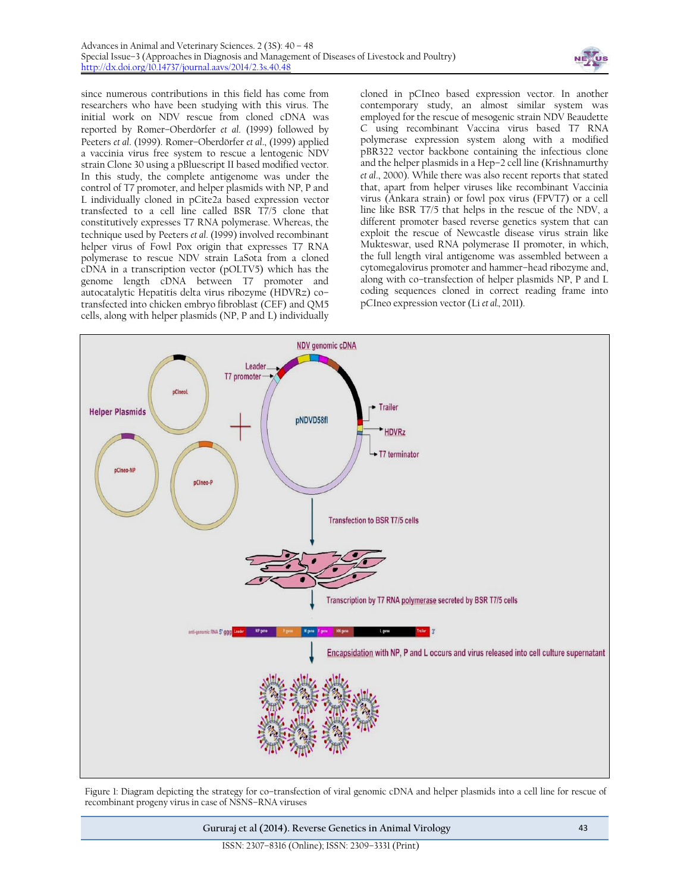since numerous contributions in this field has come from researchers who have been studying with this virus. The initial work on NDV rescue from cloned cDNA was reported by Romer–Oberdörfer *et al.* (1999) followed by Peeters *et al.* (1999). Romer–Oberdörfer *et al*., (1999) applied a vaccinia virus free system to rescue a lentogenic NDV strain Clone 30 using a pBluescript II based modified vector. In this study, the complete antigenome was under the control of T7 promoter, and helper plasmids with NP, P and L individually cloned in pCite2a based expression vector transfected to a cell line called BSR T7/5 clone that constitutively expresses T7 RNA polymerase. Whereas, the technique used by Peeters *et al.* (1999) involved recombinant helper virus of Fowl Pox origin that expresses T7 RNA polymerase to rescue NDV strain LaSota from a cloned cDNA in a transcription vector (pOLTV5) which has the genome length cDNA between T7 promoter and autocatalytic Hepatitis delta virus ribozyme (HDVRz) co–transfected into chicken embryo fibroblast (CEF) and QM5 cells, along with helper plasmids (NP, P and L) individually cloned in pCIneo based expression vector. In another contemporary study, an almost similar system was employed for the rescue of mesogenic strain NDV Beaudette C using recombinant Vaccina virus based T7 RNA polymerase expression system along with a modified pBR322 vector backbone containing the infectious clone and the helper plasmids in a Hep–2 cell line (Krishnamurthy *et al*., 2000). While there was also recent reports that stated that, apart from helper viruses like recombinant Vaccinia virus (Ankara strain) or fowl pox virus (FPVT7) or a cell line like BSR T7/5 that helps in the rescue of the NDV, a different promoter based reverse genetics system that can exploit the rescue of Newcastle disease virus strain like Mukteswar, used RNA polymerase II promoter, in which, the full length viral antigenome was assembled between a cytomegalovirus promoter and hammer–head ribozyme and, along with co–transfection of helper plasmids NP, P and L coding sequences cloned in correct reading frame into pCIneo expression vector (Li *et al*., 2011).

Figure 1: Diagram depicting the strategy for co–transfection of viral genomic cDNA and helper plasmids into a cell line for rescue of recombinant progeny virus in case of NSNS–RNA viruses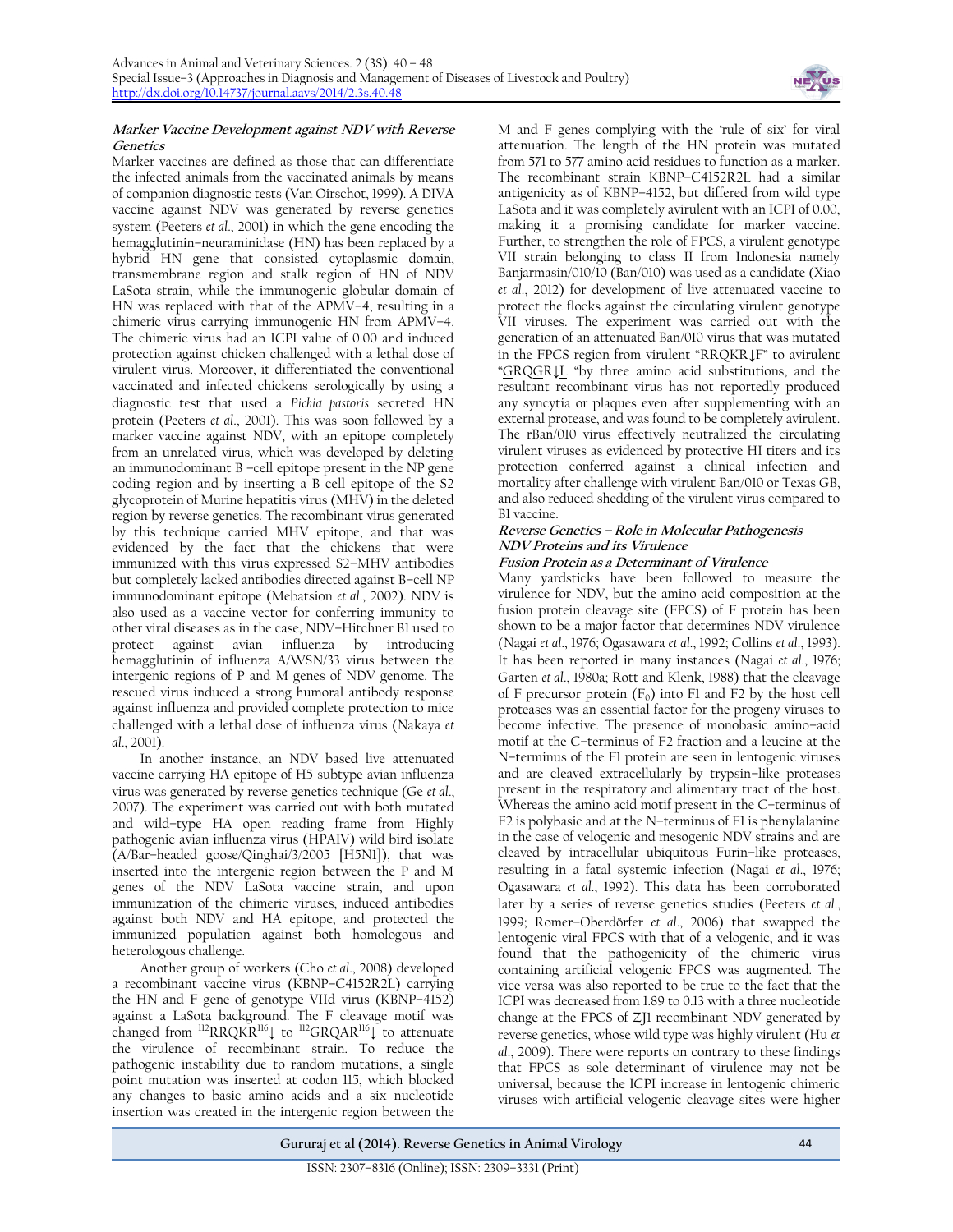### Marker Vaccine Development against NDV with Reverse Genetics

Marker vaccines are defined as those that can differentiate the infected animals from the vaccinated animals by means of companion diagnostic tests (Van Oirschot, 1999). A DIVA vaccine against NDV was generated by reverse genetics system (Peeters *et al*., 2001) in which the gene encoding the hemagglutinin–neuraminidase (HN) has been replaced by a hybrid HN gene that consisted cytoplasmic domain, transmembrane region and stalk region of HN of NDV LaSota strain, while the immunogenic globular domain of HN was replaced with that of the APMV–4, resulting in a chimeric virus carrying immunogenic HN from APMV–4. The chimeric virus had an ICPI value of 0.00 and induced protection against chicken challenged with a lethal dose of virulent virus. Moreover, it differentiated the conventional vaccinated and infected chickens serologically by using a diagnostic test that used a *Pichia pastoris* secreted HN protein (Peeters *et al*., 2001). This was soon followed by a marker vaccine against NDV, with an epitope completely from an unrelated virus, which was developed by deleting an immunodominant B –cell epitope present in the NP gene coding region and by inserting a B cell epitope of the S2 glycoprotein of Murine hepatitis virus (MHV) in the deleted region by reverse genetics. The recombinant virus generated by this technique carried MHV epitope, and that was evidenced by the fact that the chickens that were immunized with this virus expressed S2–MHV antibodies but completely lacked antibodies directed against B–cell NP immunodominant epitope (Mebatsion *et al*., 2002). NDV is also used as a vaccine vector for conferring immunity to other viral diseases as in the case, NDV–Hitchner B1 used to protect against avian influenza by introducing hemagglutinin of influenza A/WSN/33 virus between the intergenic regions of P and M genes of NDV genome. The rescued virus induced a strong humoral antibody response against influenza and provided complete protection to mice challenged with a lethal dose of influenza virus (Nakaya *et al*., 2001).

In another instance, an NDV based live attenuated vaccine carrying HA epitope of H5 subtype avian influenza virus was generated by reverse genetics technique (Ge *et al*., 2007). The experiment was carried out with both mutated and wild–type HA open reading frame from Highly pathogenic avian influenza virus (HPAIV) wild bird isolate (A/Bar–headed goose/Qinghai/3/2005 [H5N1]), that was inserted into the intergenic region between the P and M genes of the NDV LaSota vaccine strain, and upon immunization of the chimeric viruses, induced antibodies against both NDV and HA epitope, and protected the immunized population against both homologous and heterologous challenge.

Another group of workers (Cho *et al*., 2008) developed a recombinant vaccine virus (KBNP–C4152R2L) carrying the HN and F gene of genotype VIId virus (KBNP–4152) against a LaSota background. The F cleavage motif was changed from $^{112}$RRQKR$^{116}$↓ to $^{112}$GRQAR$^{116}$↓ to attenuate the virulence of recombinant strain. To reduce the pathogenic instability due to random mutations, a single point mutation was inserted at codon 115, which blocked any changes to basic amino acids and a six nucleotide insertion was created in the intergenic region between the M and F genes complying with the 'rule of six' for viral attenuation. The length of the HN protein was mutated from 571 to 577 amino acid residues to function as a marker. The recombinant strain KBNP–C4152R2L had a similar antigenicity as of KBNP–4152, but differed from wild type LaSota and it was completely avirulent with an ICPI of 0.00, making it a promising candidate for marker vaccine. Further, to strengthen the role of FPCS, a virulent genotype VII strain belonging to class II from Indonesia namely Banjarmasin/010/10 (Ban/010) was used as a candidate (Xiao *et al*., 2012) for development of live attenuated vaccine to protect the flocks against the circulating virulent genotype VII viruses. The experiment was carried out with the generation of an attenuated Ban/010 virus that was mutated in the FPCS region from virulent "RRQKR↓F" to avirulent "GRQGR↓L "by three amino acid substitutions, and the resultant recombinant virus has not reportedly produced any syncytia or plaques even after supplementing with an external protease, and was found to be completely avirulent. The rBan/010 virus effectively neutralized the circulating virulent viruses as evidenced by protective HI titers and its protection conferred against a clinical infection and mortality after challenge with virulent Ban/010 or Texas GB, and also reduced shedding of the virulent virus compared to B1 vaccine.

### Reverse Genetics – Role in Molecular Pathogenesis

#### NDV Proteins and its Virulence

##### Fusion Protein as a Determinant of Virulence

Many yardsticks have been followed to measure the virulence for NDV, but the amino acid composition at the fusion protein cleavage site (FPCS) of F protein has been shown to be a major factor that determines NDV virulence (Nagai *et al*., 1976; Ogasawara *et al*., 1992; Collins *et al*., 1993). It has been reported in many instances (Nagai *et al*., 1976; Garten *et al*., 1980a; Rott and Klenk, 1988) that the cleavage of F precursor protein ($F_0$) into F1 and F2 by the host cell proteases was an essential factor for the progeny viruses to become infective. The presence of monobasic amino–acid motif at the C–terminus of F2 fraction and a leucine at the N–terminus of the F1 protein are seen in lentogenic viruses and are cleaved extracellularly by trypsin–like proteases present in the respiratory and alimentary tract of the host. Whereas the amino acid motif present in the C–terminus of F2 is polybasic and at the N–terminus of F1 is phenylalanine in the case of velogenic and mesogenic NDV strains and are cleaved by intracellular ubiquitous Furin–like proteases, resulting in a fatal systemic infection (Nagai *et al*., 1976; Ogasawara *et al*., 1992). This data has been corroborated later by a series of reverse genetics studies (Peeters *et al*., 1999; Romer–Oberdörfer *et al*., 2006) that swapped the lentogenic viral FPCS with that of a velogenic, and it was found that the pathogenicity of the chimeric virus containing artificial velogenic FPCS was augmented. The vice versa was also reported to be true to the fact that the ICPI was decreased from 1.89 to 0.13 with a three nucleotide change at the FPCS of ZJ1 recombinant NDV generated by reverse genetics, whose wild type was highly virulent (Hu *et al*., 2009). There were reports on contrary to these findings that FPCS as sole determinant of virulence may not be universal, because the ICPI increase in lentogenic chimeric viruses with artificial velogenic cleavage sites were higher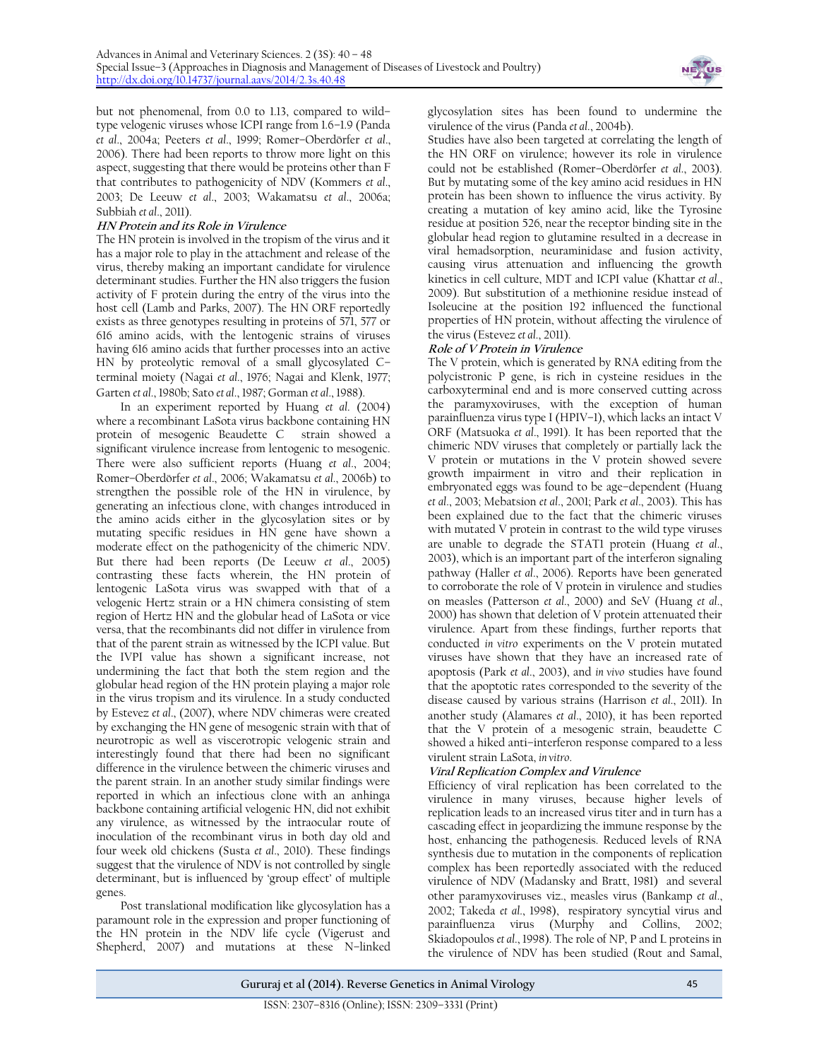but not phenomenal, from 0.0 to 1.13, compared to wild–type velogenic viruses whose ICPI range from 1.6–1.9 (Panda *et al*., 2004a; Peeters *et al*., 1999; Romer–Oberdörfer *et al*., 2006). There had been reports to throw more light on this aspect, suggesting that there would be proteins other than F that contributes to pathogenicity of NDV (Kommers *et al*., 2003; De Leeuw *et al*., 2003; Wakamatsu *et al*., 2006a; Subbiah *et al*., 2011).

### HN Protein and its Role in Virulence

The HN protein is involved in the tropism of the virus and it has a major role to play in the attachment and release of the virus, thereby making an important candidate for virulence determinant studies. Further the HN also triggers the fusion activity of F protein during the entry of the virus into the host cell (Lamb and Parks, 2007). The HN ORF reportedly exists as three genotypes resulting in proteins of 571, 577 or 616 amino acids, with the lentogenic strains of viruses having 616 amino acids that further processes into an active HN by proteolytic removal of a small glycosylated C–terminal moiety (Nagai *et al*., 1976; Nagai and Klenk, 1977; Garten *et al*., 1980b; Sato *et al*., 1987; Gorman *et al*., 1988).

In an experiment reported by Huang *et al*. (2004) where a recombinant LaSota virus backbone containing HN protein of mesogenic Beaudette C strain showed a significant virulence increase from lentogenic to mesogenic. There were also sufficient reports (Huang *et al*., 2004; Romer–Oberdörfer *et al*., 2006; Wakamatsu *et al*., 2006b) to strengthen the possible role of the HN in virulence, by generating an infectious clone, with changes introduced in the amino acids either in the glycosylation sites or by mutating specific residues in HN gene have shown a moderate effect on the pathogenicity of the chimeric NDV. But there had been reports (De Leeuw *et al*., 2005) contrasting these facts wherein, the HN protein of lentogenic LaSota virus was swapped with that of a velogenic Hertz strain or a HN chimera consisting of stem region of Hertz HN and the globular head of LaSota or vice versa, that the recombinants did not differ in virulence from that of the parent strain as witnessed by the ICPI value. But the IVPI value has shown a significant increase, not undermining the fact that both the stem region and the globular head region of the HN protein playing a major role in the virus tropism and its virulence. In a study conducted by Estevez *et al*., (2007), where NDV chimeras were created by exchanging the HN gene of mesogenic strain with that of neurotropic as well as viscerotropic velogenic strain and interestingly found that there had been no significant difference in the virulence between the chimeric viruses and the parent strain. In an another study similar findings were reported in which an infectious clone with an anhinga backbone containing artificial velogenic HN, did not exhibit any virulence, as witnessed by the intraocular route of inoculation of the recombinant virus in both day old and four week old chickens (Susta *et al*., 2010). These findings suggest that the virulence of NDV is not controlled by single determinant, but is influenced by 'group effect' of multiple genes.

Post translational modification like glycosylation has a paramount role in the expression and proper functioning of the HN protein in the NDV life cycle (Vigerust and Shepherd, 2007) and mutations at these N–linked glycosylation sites has been found to undermine the virulence of the virus (Panda *et al*., 2004b).

Studies have also been targeted at correlating the length of the HN ORF on virulence; however its role in virulence could not be established (Romer–Oberdörfer *et al*., 2003). But by mutating some of the key amino acid residues in HN protein has been shown to influence the virus activity. By creating a mutation of key amino acid, like the Tyrosine residue at position 526, near the receptor binding site in the globular head region to glutamine resulted in a decrease in viral hemadsorption, neuraminidase and fusion activity, causing virus attenuation and influencing the growth kinetics in cell culture, MDT and ICPI value (Khattar *et al*., 2009). But substitution of a methionine residue instead of Isoleucine at the position 192 influenced the functional properties of HN protein, without affecting the virulence of the virus (Estevez *et al*., 2011).

### Role of V Protein in Virulence

The V protein, which is generated by RNA editing from the polycistronic P gene, is rich in cysteine residues in the carboxyterminal end and is more conserved cutting across the paramyxoviruses, with the exception of human parainfluenza virus type I (HPIV–1), which lacks an intact V ORF (Matsuoka *et al*., 1991). It has been reported that the chimeric NDV viruses that completely or partially lack the V protein or mutations in the V protein showed severe growth impairment in vitro and their replication in embryonated eggs was found to be age–dependent (Huang *et al*., 2003; Mebatsion *et al*., 2001; Park *et al*., 2003). This has been explained due to the fact that the chimeric viruses with mutated V protein in contrast to the wild type viruses are unable to degrade the STAT1 protein (Huang *et al*., 2003), which is an important part of the interferon signaling pathway (Haller *et al*., 2006). Reports have been generated to corroborate the role of V protein in virulence and studies on measles (Patterson *et al*., 2000) and SeV (Huang *et al*., 2000) has shown that deletion of V protein attenuated their virulence. Apart from these findings, further reports that conducted *in vitro* experiments on the V protein mutated viruses have shown that they have an increased rate of apoptosis (Park *et al*., 2003), and *in vivo* studies have found that the apoptotic rates corresponded to the severity of the disease caused by various strains (Harrison *et al*., 2011). In another study (Alamares *et al*., 2010), it has been reported that the V protein of a mesogenic strain, beaudette C showed a hiked anti–interferon response compared to a less virulent strain LaSota, *in vitro*.

### Viral Replication Complex and Virulence

Efficiency of viral replication has been correlated to the virulence in many viruses, because higher levels of replication leads to an increased virus titer and in turn has a cascading effect in jeopardizing the immune response by the host, enhancing the pathogenesis. Reduced levels of RNA synthesis due to mutation in the components of replication complex has been reportedly associated with the reduced virulence of NDV (Madansky and Bratt, 1981) and several other paramyxoviruses viz., measles virus (Bankamp *et al*., 2002; Takeda *et al*., 1998), respiratory syncytial virus and parainfluenza virus (Murphy and Collins, 2002; Skiadopoulos *et al*., 1998). The role of NP, P and L proteins in the virulence of NDV has been studied (Rout and Samal,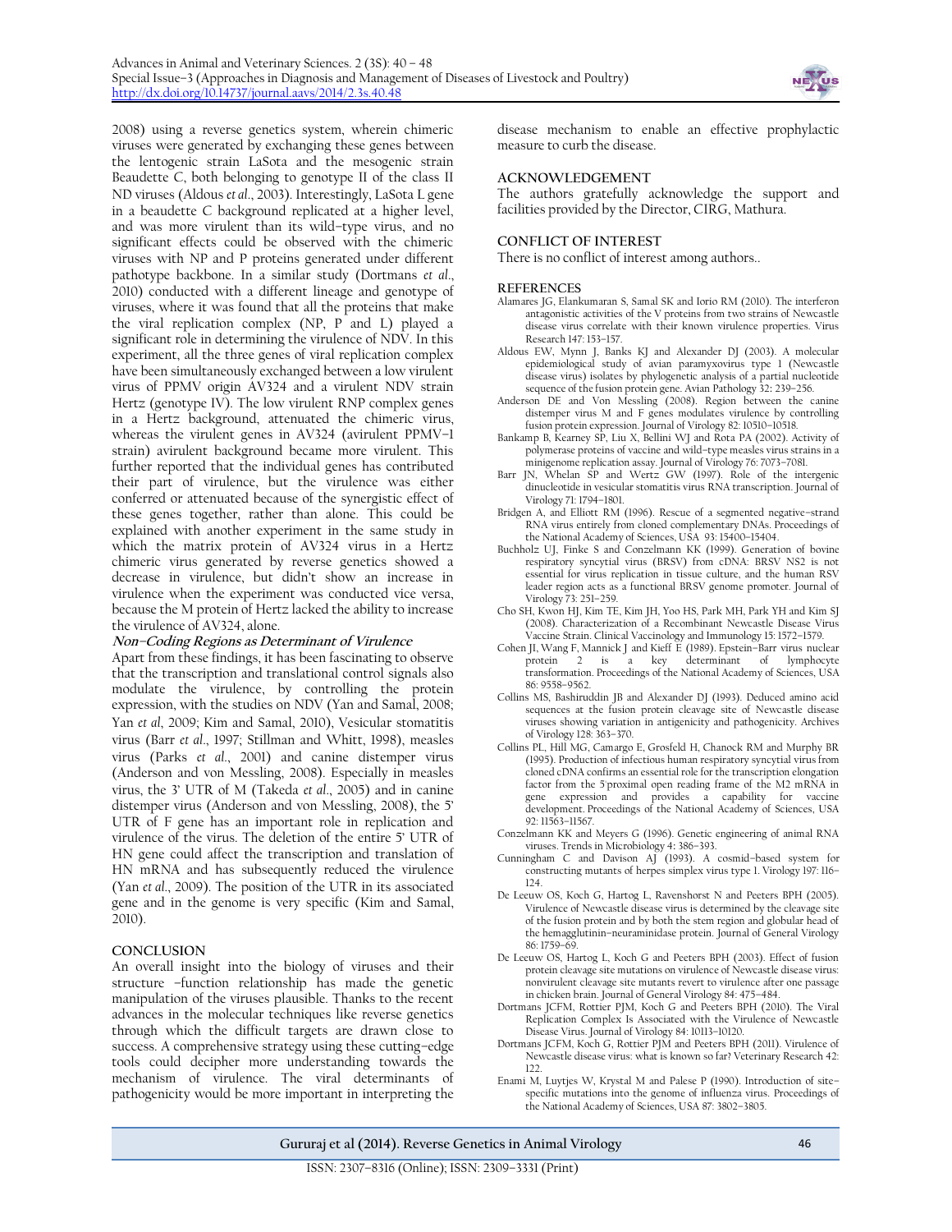2008) using a reverse genetics system, wherein chimeric viruses were generated by exchanging these genes between the lentogenic strain LaSota and the mesogenic strain Beaudette C, both belonging to genotype II of the class II ND viruses (Aldous *et al*., 2003). Interestingly, LaSota L gene in a beaudette C background replicated at a higher level, and was more virulent than its wild–type virus, and no significant effects could be observed with the chimeric viruses with NP and P proteins generated under different pathotype backbone. In a similar study (Dortmans *et al*., 2010) conducted with a different lineage and genotype of viruses, where it was found that all the proteins that make the viral replication complex (NP, P and L) played a significant role in determining the virulence of NDV. In this experiment, all the three genes of viral replication complex have been simultaneously exchanged between a low virulent virus of PPMV origin AV324 and a virulent NDV strain Hertz (genotype IV). The low virulent RNP complex genes in a Hertz background, attenuated the chimeric virus, whereas the virulent genes in AV324 (avirulent PPMV–1 strain) avirulent background became more virulent. This further reported that the individual genes has contributed their part of virulence, but the virulence was either conferred or attenuated because of the synergistic effect of these genes together, rather than alone. This could be explained with another experiment in the same study in which the matrix protein of AV324 virus in a Hertz chimeric virus generated by reverse genetics showed a decrease in virulence, but didn't show an increase in virulence when the experiment was conducted vice versa, because the M protein of Hertz lacked the ability to increase the virulence of AV324, alone.

### Non–Coding Regions as Determinant of Virulence

Apart from these findings, it has been fascinating to observe that the transcription and translational control signals also modulate the virulence, by controlling the protein expression, with the studies on NDV (Yan and Samal, 2008; Yan *et al*, 2009; Kim and Samal, 2010), Vesicular stomatitis virus (Barr *et al*., 1997; Stillman and Whitt, 1998), measles virus (Parks *et al*., 2001) and canine distemper virus (Anderson and von Messling, 2008). Especially in measles virus, the 3' UTR of M (Takeda *et al*., 2005) and in canine distemper virus (Anderson and von Messling, 2008), the 5' UTR of F gene has an important role in replication and virulence of the virus. The deletion of the entire 5' UTR of HN gene could affect the transcription and translation of HN mRNA and has subsequently reduced the virulence (Yan *et al*., 2009). The position of the UTR in its associated gene and in the genome is very specific (Kim and Samal, 2010).

## CONCLUSION

An overall insight into the biology of viruses and their structure –function relationship has made the genetic manipulation of the viruses plausible. Thanks to the recent advances in the molecular techniques like reverse genetics through which the difficult targets are drawn close to success. A comprehensive strategy using these cutting–edge tools could decipher more understanding towards the mechanism of virulence. The viral determinants of pathogenicity would be more important in interpreting the disease mechanism to enable an effective prophylactic measure to curb the disease.

## ACKNOWLEDGEMENT

The authors gratefully acknowledge the support and facilities provided by the Director, CIRG, Mathura.

## CONFLICT OF INTEREST

There is no conflict of interest among authors..

## REFERENCES

Alamares JG, Elankumaran S, Samal SK and Iorio RM (2010). The interferon antagonistic activities of the V proteins from two strains of Newcastle disease virus correlate with their known virulence properties. Virus Research 147: 153–157.

Aldous EW, Mynn J, Banks KJ and Alexander DJ (2003). A molecular epidemiological study of avian paramyxovirus type 1 (Newcastle disease virus) isolates by phylogenetic analysis of a partial nucleotide sequence of the fusion protein gene. Avian Pathology 32: 239–256.

Anderson DE and Von Messling (2008). Region between the canine distemper virus M and F genes modulates virulence by controlling fusion protein expression. Journal of Virology 82: 10510–10518.

Bankamp B, Kearney SP, Liu X, Bellini WJ and Rota PA (2002). Activity of polymerase proteins of vaccine and wild–type measles virus strains in a minigenome replication assay. Journal of Virology 76: 7073–7081.

Barr JN, Whelan SP and Wertz GW (1997). Role of the intergenic dinucleotide in vesicular stomatitis virus RNA transcription. Journal of Virology 71: 1794–1801.

Bridgen A, and Elliott RM (1996). Rescue of a segmented negative–strand RNA virus entirely from cloned complementary DNAs. Proceedings of the National Academy of Sciences, USA 93: 15400–15404.

Buchholz UJ, Finke S and Conzelmann KK (1999). Generation of bovine respiratory syncytial virus (BRSV) from cDNA: BRSV NS2 is not essential for virus replication in tissue culture, and the human RSV leader region acts as a functional BRSV genome promoter. Journal of Virology 73: 251–259.

Cho SH, Kwon HJ, Kim TE, Kim JH, Yoo HS, Park MH, Park YH and Kim SJ (2008). Characterization of a Recombinant Newcastle Disease Virus Vaccine Strain. Clinical Vaccinology and Immunology 15: 1572–1579.

Cohen JI, Wang F, Mannick J and Kieff E (1989). Epstein–Barr virus nuclear protein 2 is a key determinant of lymphocyte transformation. Proceedings of the National Academy of Sciences, USA 86: 9558–9562.

Collins MS, Bashiruddin JB and Alexander DJ (1993). Deduced amino acid sequences at the fusion protein cleavage site of Newcastle disease viruses showing variation in antigenicity and pathogenicity. Archives of Virology 128: 363–370.

Collins PL, Hill MG, Camargo E, Grosfeld H, Chanock RM and Murphy BR (1995). Production of infectious human respiratory syncytial virus from cloned cDNA confirms an essential role for the transcription elongation factor from the 5'proximal open reading frame of the M2 mRNA in gene expression and provides a capability for vaccine development. Proceedings of the National Academy of Sciences, USA 92: 11563–11567.

Conzelmann KK and Meyers G (1996). Genetic engineering of animal RNA viruses. Trends in Microbiology 4: 386–393.

Cunningham C and Davison AJ (1993). A cosmid–based system for constructing mutants of herpes simplex virus type 1. Virology 197: 116–124.

De Leeuw OS, Koch G, Hartog L, Ravenshorst N and Peeters BPH (2005). Virulence of Newcastle disease virus is determined by the cleavage site of the fusion protein and by both the stem region and globular head of the hemagglutinin–neuraminidase protein. Journal of General Virology 86: 1759–69.

De Leeuw OS, Hartog L, Koch G and Peeters BPH (2003). Effect of fusion protein cleavage site mutations on virulence of Newcastle disease virus: nonvirulent cleavage site mutants revert to virulence after one passage in chicken brain. Journal of General Virology 84: 475–484.

Dortmans JCFM, Rottier PJM, Koch G and Peeters BPH (2010). The Viral Replication Complex Is Associated with the Virulence of Newcastle Disease Virus. Journal of Virology 84: 10113–10120.

Dortmans JCFM, Koch G, Rottier PJM and Peeters BPH (2011). Virulence of Newcastle disease virus: what is known so far? Veterinary Research 42: 122.

Enami M, Luytjes W, Krystal M and Palese P (1990). Introduction of site–specific mutations into the genome of influenza virus. Proceedings of the National Academy of Sciences, USA 87: 3802–3805.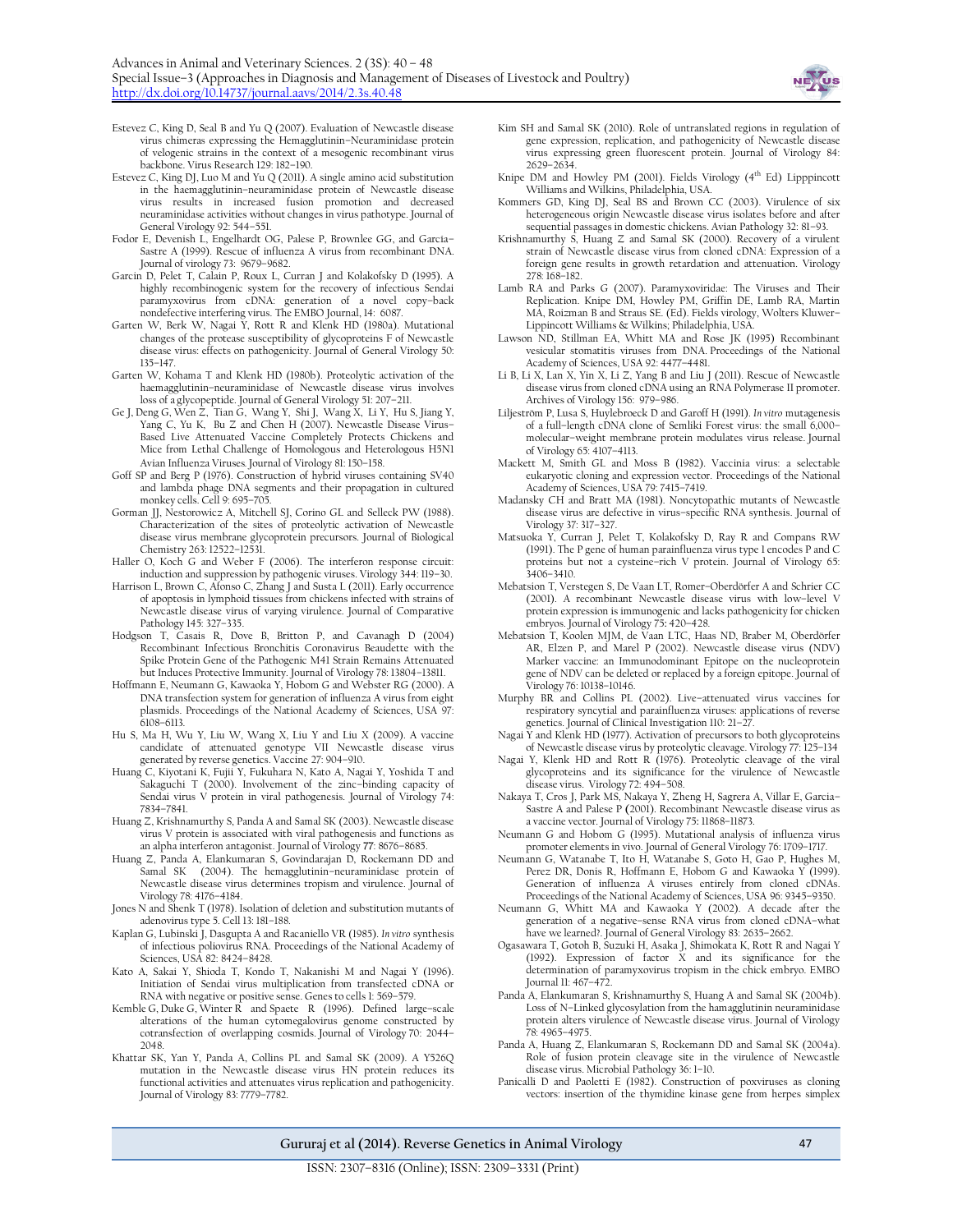Estevez C, King D, Seal B and Yu Q (2007). Evaluation of Newcastle disease virus chimeras expressing the Hemagglutinin–Neuraminidase protein of velogenic strains in the context of a mesogenic recombinant virus backbone. Virus Research 129: 182–190.

Estevez C, King DJ, Luo M and Yu Q (2011). A single amino acid substitution in the haemagglutinin–neuraminidase protein of Newcastle disease virus results in increased fusion promotion and decreased neuraminidase activities without changes in virus pathotype. Journal of General Virology 92: 544–551.

Fodor E, Devenish L, Engelhardt OG, Palese P, Brownlee GG, and Garcia–Sastre A (1999). Rescue of influenza A virus from recombinant DNA. Journal of virology 73: 9679–9682.

Garcin D, Pelet T, Calain P, Roux L, Curran J and Kolakofsky D (1995). A highly recombinogenic system for the recovery of infectious Sendai paramyxovirus from cDNA: generation of a novel copy–back nondefective interfering virus. The EMBO Journal, 14: 6087.

Garten W, Berk W, Nagai Y, Rott R and Klenk HD (1980a). Mutational changes of the protease susceptibility of glycoproteins F of Newcastle disease virus: effects on pathogenicity. Journal of General Virology 50: 135–147.

Garten W, Kohama T and Klenk HD (1980b). Proteolytic activation of the haemagglutinin–neuraminidase of Newcastle disease virus involves loss of a glycopeptide. Journal of General Virology 51: 207–211.

Ge J, Deng G, Wen Z, Tian G, Wang Y, Shi J, Wang X, Li Y, Hu S, Jiang Y, Yang C, Yu K, Bu Z and Chen H (2007). Newcastle Disease Virus–Based Live Attenuated Vaccine Completely Protects Chickens and Mice from Lethal Challenge of Homologous and Heterologous H5N1 Avian Influenza Viruses. Journal of Virology 81: 150–158.

Goff SP and Berg P (1976). Construction of hybrid viruses containing SV40 and lambda phage DNA segments and their propagation in cultured monkey cells. Cell 9: 695–705.

Gorman JJ, Nestorowicz A, Mitchell SJ, Corino GL and Selleck PW (1988). Characterization of the sites of proteolytic activation of Newcastle disease virus membrane glycoprotein precursors. Journal of Biological Chemistry 263: 12522–12531.

Haller O, Koch G and Weber F (2006). The interferon response circuit: induction and suppression by pathogenic viruses. Virology 344: 119–30.

Harrison L, Brown C, Afonso C, Zhang J and Susta L (2011). Early occurrence of apoptosis in lymphoid tissues from chickens infected with strains of Newcastle disease virus of varying virulence. Journal of Comparative Pathology 145: 327–335.

Hodgson T, Casais R, Dove B, Britton P, and Cavanagh D (2004) Recombinant Infectious Bronchitis Coronavirus Beaudette with the Spike Protein Gene of the Pathogenic M41 Strain Remains Attenuated but Induces Protective Immunity. Journal of Virology 78: 13804–13811.

Hoffmann E, Neumann G, Kawaoka Y, Hobom G and Webster RG (2000). A DNA transfection system for generation of influenza A virus from eight plasmids. Proceedings of the National Academy of Sciences, USA 97: 6108–6113.

Hu S, Ma H, Wu Y, Liu W, Wang X, Liu Y and Liu X (2009). A vaccine candidate of attenuated genotype VII Newcastle disease virus generated by reverse genetics. Vaccine 27: 904–910.

Huang C, Kiyotani K, Fujii Y, Fukuhara N, Kato A, Nagai Y, Yoshida T and Sakaguchi T (2000). Involvement of the zinc–binding capacity of Sendai virus V protein in viral pathogenesis. Journal of Virology 74: 7834–7841.

Huang Z, Krishnamurthy S, Panda A and Samal SK (2003). Newcastle disease virus V protein is associated with viral pathogenesis and functions as an alpha interferon antagonist. Journal of Virology 77: 8676–8685.

Huang Z, Panda A, Elankumaran S, Govindarajan D, Rockemann DD and Samal SK (2004). The hemagglutinin–neuraminidase protein of Newcastle disease virus determines tropism and virulence. Journal of Virology 78: 4176–4184.

Jones N and Shenk T (1978). Isolation of deletion and substitution mutants of adenovirus type 5. Cell 13: 181–188.

Kaplan G, Lubinski J, Dasgupta A and Racaniello VR (1985). *In vitro* synthesis of infectious poliovirus RNA. Proceedings of the National Academy of Sciences, USA 82: 8424–8428.

Kato A, Sakai Y, Shioda T, Kondo T, Nakanishi M and Nagai Y (1996). Initiation of Sendai virus multiplication from transfected cDNA or RNA with negative or positive sense. Genes to cells 1: 569–579.

Kemble G, Duke G, Winter R and Spaete R (1996). Defined large–scale alterations of the human cytomegalovirus genome constructed by cotransfection of overlapping cosmids. Journal of Virology 70: 2044–2048.

Khattar SK, Yan Y, Panda A, Collins PL and Samal SK (2009). A Y526Q mutation in the Newcastle disease virus HN protein reduces its functional activities and attenuates virus replication and pathogenicity. Journal of Virology 83: 7779–7782.

Kim SH and Samal SK (2010). Role of untranslated regions in regulation of gene expression, replication, and pathogenicity of Newcastle disease virus expressing green fluorescent protein. Journal of Virology 84: 2629–2634.

Knipe DM and Howley PM (2001). Fields Virology (4th Ed) Lipppincott Williams and Wilkins, Philadelphia, USA.

Kommers GD, King DJ, Seal BS and Brown CC (2003). Virulence of six heterogeneous origin Newcastle disease virus isolates before and after sequential passages in domestic chickens. Avian Pathology 32: 81–93.

Krishnamurthy S, Huang Z and Samal SK (2000). Recovery of a virulent strain of Newcastle disease virus from cloned cDNA: Expression of a foreign gene results in growth retardation and attenuation. Virology 278: 168–182.

Lamb RA and Parks G (2007). Paramyxoviridae: The Viruses and Their Replication. Knipe DM, Howley PM, Griffin DE, Lamb RA, Martin MA, Roizman B and Straus SE. (Ed). Fields virology, Wolters Kluwer–Lippincott Williams & Wilkins; Philadelphia, USA.

Lawson ND, Stillman EA, Whitt MA and Rose JK (1995) Recombinant vesicular stomatitis viruses from DNA. Proceedings of the National Academy of Sciences, USA 92: 4477–4481.

Li B, Li X, Lan X, Yin X, Li Z, Yang B and Liu J (2011). Rescue of Newcastle disease virus from cloned cDNA using an RNA Polymerase II promoter. Archives of Virology 156: 979–986.

Liljeström P, Lusa S, Huylebroeck D and Garoff H (1991). *In vitro* mutagenesis of a full–length cDNA clone of Semliki Forest virus: the small 6,000–molecular–weight membrane protein modulates virus release. Journal of Virology 65: 4107–4113.

Mackett M, Smith GL and Moss B (1982). Vaccinia virus: a selectable eukaryotic cloning and expression vector. Proceedings of the National Academy of Sciences, USA 79: 7415–7419.

Madansky CH and Bratt MA (1981). Noncytopathic mutants of Newcastle disease virus are defective in virus–specific RNA synthesis. Journal of Virology 37: 317–327.

Matsuoka Y, Curran J, Pelet T, Kolakofsky D, Ray R and Compans RW (1991). The P gene of human parainfluenza virus type 1 encodes P and C proteins but not a cysteine–rich V protein. Journal of Virology 65: 3406–3410.

Mebatsion T, Verstegen S, De Vaan LT, Romer–Oberdörfer A and Schrier CC (2001). A recombinant Newcastle disease virus with low–level V protein expression is immunogenic and lacks pathogenicity for chicken embryos. Journal of Virology 75: 420–428.

Mebatsion T, Koolen MJM, de Vaan LTC, Haas ND, Braber M, Oberdörfer AR, Elzen P, and Marel P (2002). Newcastle disease virus (NDV) Marker vaccine: an Immunodominant Epitope on the nucleoprotein gene of NDV can be deleted or replaced by a foreign epitope. Journal of Virology 76: 10138–10146.

Murphy BR and Collins PL (2002). Live–attenuated virus vaccines for respiratory syncytial and parainfluenza viruses: applications of reverse genetics. Journal of Clinical Investigation 110: 21–27.

Nagai Y and Klenk HD (1977). Activation of precursors to both glycoproteins of Newcastle disease virus by proteolytic cleavage. Virology 77: 125–134

Nagai Y, Klenk HD and Rott R (1976). Proteolytic cleavage of the viral glycoproteins and its significance for the virulence of Newcastle disease virus. Virology 72: 494–508.

Nakaya T, Cros J, Park MS, Nakaya Y, Zheng H, Sagrera A, Villar E, Garcia–Sastre A and Palese P (2001). Recombinant Newcastle disease virus as a vaccine vector. Journal of Virology 75: 11868–11873.

Neumann G and Hobom G (1995). Mutational analysis of influenza virus promoter elements in vivo. Journal of General Virology 76: 1709–1717.

Neumann G, Watanabe T, Ito H, Watanabe S, Goto H, Gao P, Hughes M, Perez DR, Donis R, Hoffmann E, Hobom G and Kawaoka Y (1999). Generation of influenza A viruses entirely from cloned cDNAs. Proceedings of the National Academy of Sciences, USA 96: 9345–9350.

Neumann G, Whitt MA and Kawaoka Y (2002). A decade after the generation of a negative–sense RNA virus from cloned cDNA–what have we learned?. Journal of General Virology 83: 2635–2662.

Ogasawara T, Gotoh B, Suzuki H, Asaka J, Shimokata K, Rott R and Nagai Y (1992). Expression of factor X and its significance for the determination of paramyxovirus tropism in the chick embryo. EMBO Journal 11: 467–472.

Panda A, Elankumaran S, Krishnamurthy S, Huang Z and Samal SK (2004b). Loss of N–Linked glycosylation from the hamagglutinin neuraminidase protein alters virulence of Newcastle disease virus. Journal of Virology 78: 4965–4975.

Panda A, Huang Z, Elankumaran S, Rockemann DD and Samal SK (2004a). Role of fusion protein cleavage site in the virulence of Newcastle disease virus. Microbial Pathology 36: 1–10.

Panicalli D and Paoletti E (1982). Construction of poxviruses as cloning vectors: insertion of the thymidine kinase gene from herpes simplex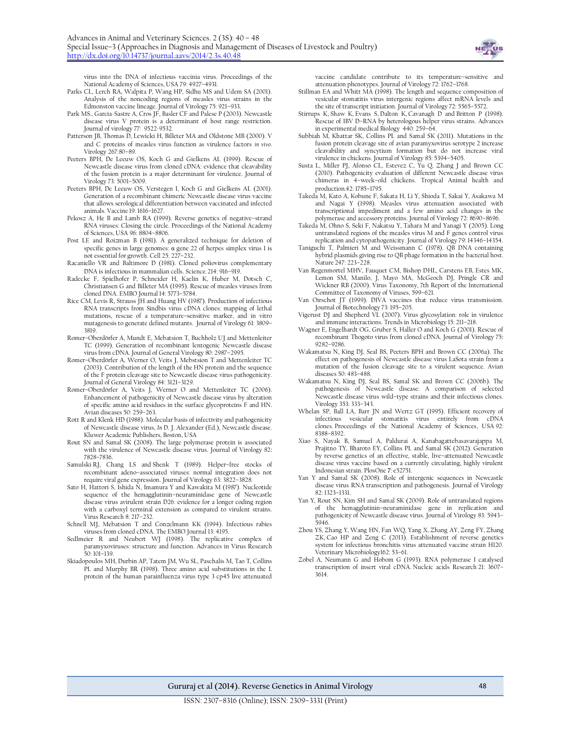virus into the DNA of infectious vaccinia virus. Proceedings of the National Academy of Sciences, USA 79: 4927–4931.

Parks CL, Lerch RA, Walpita P, Wang HP, Sidhu MS and Udem SA (2001). Analysis of the noncoding regions of measles virus strains in the Edmonston vaccine lineage. Journal of Virology 75: 921–933.

Park MS., Garcia-Sastre A, Cros JF, Basler CF and Palese P (2003). Newcastle disease virus V protein is a determinant of host range restriction. Journal of virology 77: 9522-9532.

Patterson JB, Thomas D, Lewicki H, Billeter MA and Oldstone MB (2000). V and C proteins of measles virus function as virulence factors *in vivo*. Virology 267:80–89.

Peeters BPH, De Leeuw OS, Koch G and Gielkens AL (1999). Rescue of Newcastle disease virus from cloned cDNA: evidence that cleavability of the fusion protein is a major determinant for virulence. Journal of Virology 73: 5001–5009.

Peeters BPH, De Leeuw OS, Verstegen I, Koch G and Gielkens AL (2001). Generation of a recombinant chimeric Newcastle disease virus vaccine that allows serological differentiation between vaccinated and infected animals. Vaccine 19: 1616–1627.

Pekosz A, He B and Lamb RA (1999). Reverse genetics of negative–strand RNA viruses: Closing the circle. Proceedings of the National Academy of Sciences, USA 96: 8804–8806.

Post LE and Roizman B (1981). A generalized technique for deletion of specific genes in large genomes: α gene 22 of herpes simplex virus 1 is not essential for growth. Cell 25: 227–232.

Racaniello VR and Baltimore D (1981). Cloned poliovirus complementary DNA is infectious in mammalian cells. Science. 214: 916–919.

Radecke F, Spielhofer P, Schneider H, Kaelin K, Huber M, Dotsch C, Christiansen G and Billeter MA (1995). Rescue of measles viruses from cloned DNA. EMBO Journal 14: 5773–5784.

Rice CM, Levis R, Strauss JH and Huang HV (1987). Production of infectious RNA transcripts from Sindbis virus cDNA clones: mapping of lethal mutations, rescue of a temperature–sensitive marker, and in vitro mutagenesis to generate defined mutants. Journal of Virology 61: 3809–3819.

Romer–Oberdörfer A, Mundt E, Mebatsion T, Buchholz UJ and Mettenleiter TC (1999). Generation of recombinant lentogenic Newcastle disease virus from cDNA. Journal of General Virology 80: 2987–2995.

Romer–Oberdörfer A, Werner O, Veits J, Mebstsion T and Mettenleiter TC (2003). Contribution of the length of the HN protein and the sequence of the F protein cleavage site to Newcastle disease virus pathogenicity. Journal of General Virology 84: 3121–3129.

Romer–Oberdörfer A, Veits J, Werner O and Mettenleiter TC (2006). Enhancement of pathogenicity of Newcastle disease virus by alteration of specific amino acid residues in the surface glycoproteins F and HN. Avian diseases 50: 259–263.

Rott R and Klenk HD (1988). Molecular basis of infectivity and pathogenicity of Newcastle disease virus, *In* D. J. Alexander (Ed.), Newcastle disease. Kluwer Academic Publishers, Boston, USA

Rout SN and Samal SK (2008). The large polymerase protein is associated with the virulence of Newcastle disease virus. Journal of Virology 82: 7828–7836.

Samulski RJ, Chang LS and Shenk T (1989). Helper–free stocks of recombinant adeno–associated viruses: normal integration does not require viral gene expression. Journal of Virology 63: 3822–3828.

Sato H, Hattori S, Ishida N, Imamura Y and Kawakita M (1987). Nucleotide sequence of the hemagglutinin–neuraminidase gene of Newcastle disease virus avirulent strain D26: evidence for a longer coding region with a carboxyl terminal extension as compared to virulent strains. Virus Research 8: 217–232.

Schnell MJ, Mebatsion T and Conzelmann KK (1994). Infectious rabies viruses from cloned cDNA. The EMBO Journal 13: 4195.

Sedlmeier R and Neubert WJ (1998). The replicative complex of paramyxoviruses: structure and function. Advances in Virus Research 50: 101–139.

Skiadopoulos MH, Durbin AP, Tatem JM, Wu SL, Paschalis M, Tao T, Collins PL and Murphy BR (1998). Three amino acid substitutions in the L protein of the human parainfluenza virus type 3 cp45 live attenuated vaccine candidate contribute to its temperature–sensitive and attenuation phenotypes. Journal of Virology 72: 1762–1768.

Stillman EA and Whitt MA (1998). The length and sequence composition of vesicular stomatitis virus intergenic regions affect mRNA levels and the site of transcript initiation. Journal of Virology 72: 5565–5572.

Stirrups K, Shaw K, Evans S, Dalton K, Cavanagh D and Britton P (1998). Rescue of IBV D–RNA by heterologous helper virus strains. Advances in experimental medical Biology 440: 259–64.

Subbiah M, Khattar SK, Collins PL and Samal SK (2011). Mutations in the fusion protein cleavage site of avian paramyxovirus serotype 2 increase cleavability and syncytium formation but do not increase viral virulence in chickens. Journal of Virology 85: 5394–5405.

Susta L, Miller PJ, Afonso CL, Estevez C, Yu Q, Zhang J and Brown CC (2010). Pathogenicity evaluation of different Newcastle disease virus chimeras in 4–week–old chickens. Tropical Animal health and production.42: 1785–1795.

Takeda M, Kato A, Kobune F, Sakata H, Li Y, Shioda T, Sakai Y, Asakawa M and Nagai Y (1998). Measles virus attenuation associated with transcriptional impediment and a few amino acid changes in the polymerase and accessory proteins. Journal of Virology 72: 8690–8696.

Takeda M, Ohno S, Seki F, Nakatsu Y, Tahara M and Yanagi Y (2005). Long untranslated regions of the measles virus M and F genes control virus replication and cytopathogenicity. Journal of Virology 79: 14346–14354.

Taniguchi T, Palmieri M and Weissmann C (1978). QB DNA containing hybrid plasmids giving rise to QB phage formation in the bacterial host. Nature 247: 223–228.

Van Regenmortel MHV, Fauquet CM, Bishop DHL, Carstens EB, Estes MK, Lemon SM, Manilo, J, Mayo MA, McGeoch DJ, Pringle CR and Wickner RB (2000). Virus Taxonomy, 7th Report of the International Committee of Taxonomy of Viruses, 599–621.

Van Oirschot JT (1999). DIVA vaccines that reduce virus transmission. Journal of Biotechnology 73: 195–205.

Vigerust DJ and Shepherd VL (2007). Virus glycosylation: role in virulence and immune interactions. Trends in Microbiology 15: 211–218.

Wagner E, Engelhardt OG, Gruber S, Haller O and Koch G (2001). Rescue of recombinant Thogoto virus from cloned cDNA. Journal of Virology 75: 9282–9286.

Wakamatsu N, King DJ, Seal BS, Peeters BPH and Brown CC (2006a). The effect on pathogenesis of Newcastle disease virus LaSota strain from a mutation of the fusion cleavage site to a virulent sequence. Avian diseases 50: 483–488.

Wakamatsu N, King DJ, Seal BS, Samal SK and Brown CC (2006b). The pathogenesis of Newcastle disease: A comparison of selected Newcastle disease virus wild–type strains and their infectious clones. Virology 353: 333–343.

Whelan SP, Ball LA, Barr JN and Wertz GT (1995). Efficient recovery of infectious vesicular stomatitis virus entirely from cDNA clones. Proceedings of the National Academy of Sciences, USA 92: 8388–8392.

Xiao S, Nayak B, Samuel A, Paldurai A, Kanabagattebasavarajappa M, Prajitno TY, Bharoto EY, Collins PL and Samal SK (2012). Generation by reverse genetics of an effective, stable, live–attenuated Newcastle disease virus vaccine based on a currently circulating, highly virulent Indonesian strain. PlosOne 7: e52751.

Yan Y and Samal SK (2008). Role of intergenic sequences in Newcastle disease virus RNA transcription and pathogenesis. Journal of Virology 82: 1323–1331.

Yan Y, Rout SN, Kim SH and Samal SK (2009). Role of untranslated regions of the hemagglutinin–neuraminidase gene in replication and pathogenicity of Newcastle disease virus. Journal of Virology 83: 5943–5946.

Zhou YS, Zhang Y, Wang HN, Fan WQ, Yang X, Zhang AY, Zeng FY, Zhang ZK, Cao HP and Zeng C (2013). Establishment of reverse genetics system for infectious bronchitis virus attenuated vaccine strain H120. Veterinary Microbiology162: 53–61.

Zobel A, Neumann G and Hobom G (1993). RNA polymerase I catalysed transcription of insert viral cDNA. Nucleic acids Research 21: 3607–3614.